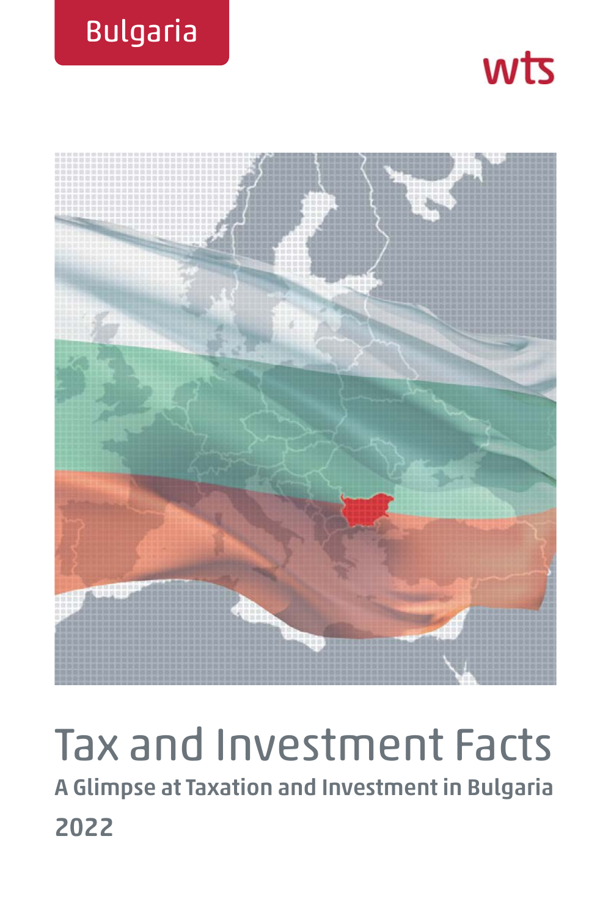Bulgaria

wts

# Tax and Investment Facts

## A Glimpse at Taxation and Investment in Bulgaria

## 2022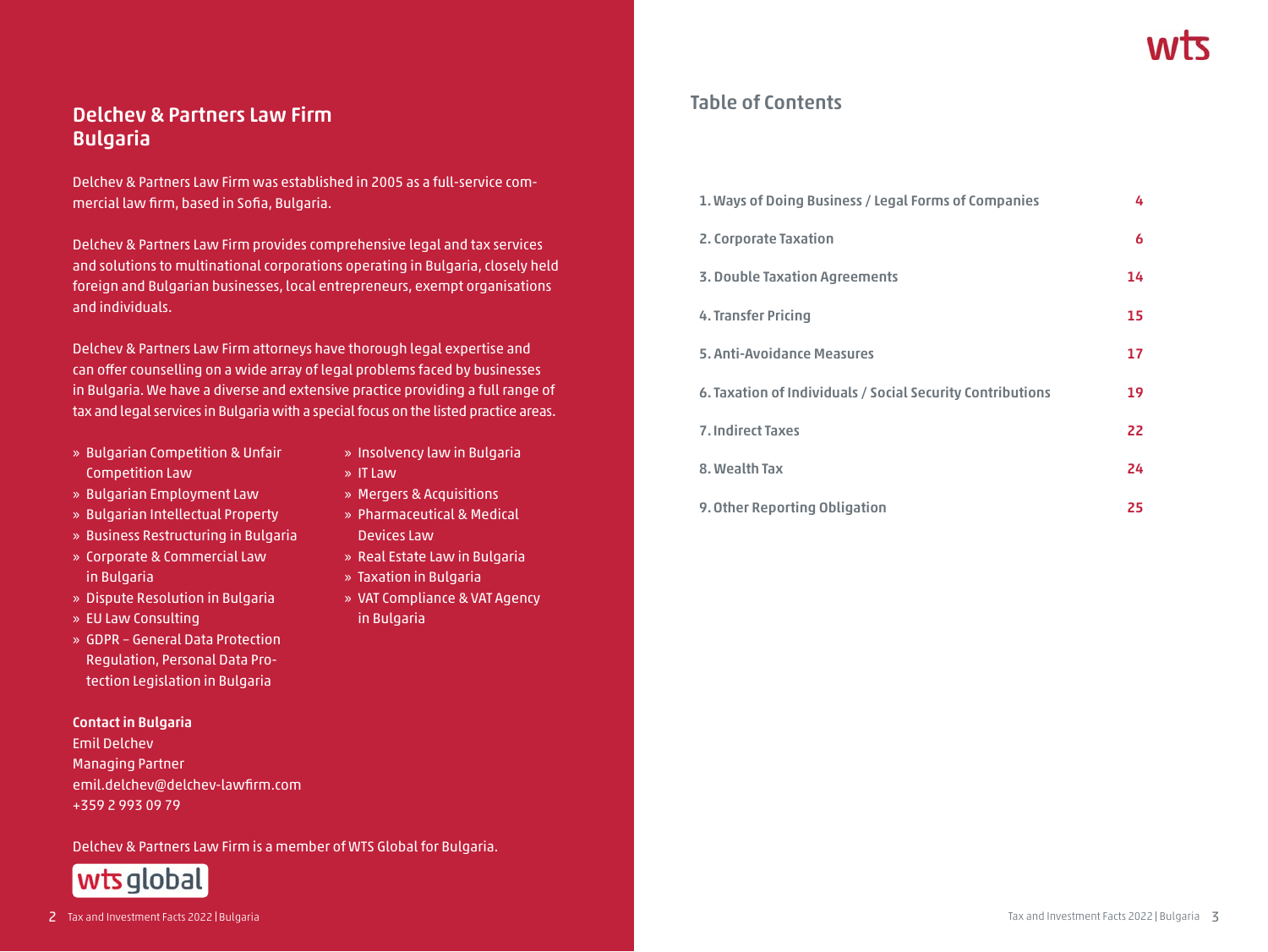## Delchev & Partners Law Firm Bulgaria

Delchev & Partners Law Firm was established in 2005 as a full-service commercial law firm, based in Sofia, Bulgaria.

Delchev & Partners Law Firm provides comprehensive legal and tax services and solutions to multinational corporations operating in Bulgaria, closely held foreign and Bulgarian businesses, local entrepreneurs, exempt organisations and individuals.

Delchev & Partners Law Firm attorneys have thorough legal expertise and can offer counselling on a wide array of legal problems faced by businesses in Bulgaria. We have a diverse and extensive practice providing a full range of tax and legal services in Bulgaria with a special focus on the listed practice areas.

- Bulgarian Competition & Unfair Competition Law
- Bulgarian Employment Law
- Bulgarian Intellectual Property
- Business Restructuring in Bulgaria
- Corporate & Commercial Law in Bulgaria
- Dispute Resolution in Bulgaria
- EU Law Consulting
- GDPR – General Data Protection Regulation, Personal Data Protection Legislation in Bulgaria
- Insolvency law in Bulgaria
- IT Law
- Mergers & Acquisitions
- Pharmaceutical & Medical Devices Law
- Real Estate Law in Bulgaria
- Taxation in Bulgaria
- VAT Compliance & VAT Agency in Bulgaria

**Contact in Bulgaria**
Emil Delchev
Managing Partner
emil.delchev@delchev-lawfirm.com
+359 2 993 09 79

Delchev & Partners Law Firm is a member of WTS Global for Bulgaria.

## Table of Contents

| | |
|---|---|
| 1. Ways of Doing Business / Legal Forms of Companies | 4 |
| 2. Corporate Taxation | 6 |
| 3. Double Taxation Agreements | 14 |
| 4. Transfer Pricing | 15 |
| 5. Anti-Avoidance Measures | 17 |
| 6. Taxation of Individuals / Social Security Contributions | 19 |
| 7. Indirect Taxes | 22 |
| 8. Wealth Tax | 24 |
| 9. Other Reporting Obligation | 25 |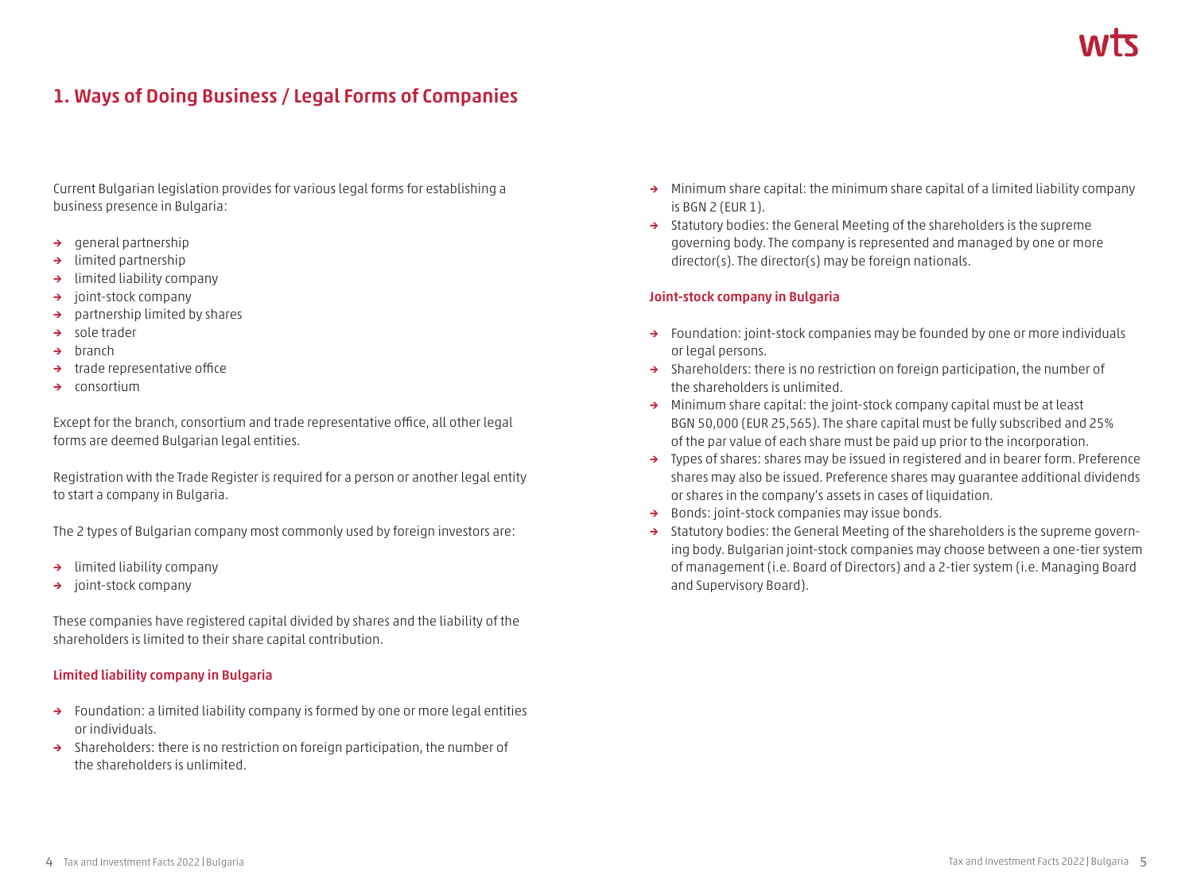# 1. Ways of Doing Business / Legal Forms of Companies

Current Bulgarian legislation provides for various legal forms for establishing a business presence in Bulgaria:

- general partnership
- limited partnership
- limited liability company
- joint-stock company
- partnership limited by shares
- sole trader
- branch
- trade representative office
- consortium

Except for the branch, consortium and trade representative office, all other legal forms are deemed Bulgarian legal entities.

Registration with the Trade Register is required for a person or another legal entity to start a company in Bulgaria.

The 2 types of Bulgarian company most commonly used by foreign investors are:

- limited liability company
- joint-stock company

These companies have registered capital divided by shares and the liability of the shareholders is limited to their share capital contribution.

### Limited liability company in Bulgaria

- Foundation: a limited liability company is formed by one or more legal entities or individuals.
- Shareholders: there is no restriction on foreign participation, the number of the shareholders is unlimited.
- Minimum share capital: the minimum share capital of a limited liability company is BGN 2 (EUR 1).
- Statutory bodies: the General Meeting of the shareholders is the supreme governing body. The company is represented and managed by one or more director(s). The director(s) may be foreign nationals.

### Joint-stock company in Bulgaria

- Foundation: joint-stock companies may be founded by one or more individuals or legal persons.
- Shareholders: there is no restriction on foreign participation, the number of the shareholders is unlimited.
- Minimum share capital: the joint-stock company capital must be at least BGN 50,000 (EUR 25,565). The share capital must be fully subscribed and 25% of the par value of each share must be paid up prior to the incorporation.
- Types of shares: shares may be issued in registered and in bearer form. Preference shares may also be issued. Preference shares may guarantee additional dividends or shares in the company's assets in cases of liquidation.
- Bonds: joint-stock companies may issue bonds.
- Statutory bodies: the General Meeting of the shareholders is the supreme governing body. Bulgarian joint-stock companies may choose between a one-tier system of management (i.e. Board of Directors) and a 2-tier system (i.e. Managing Board and Supervisory Board).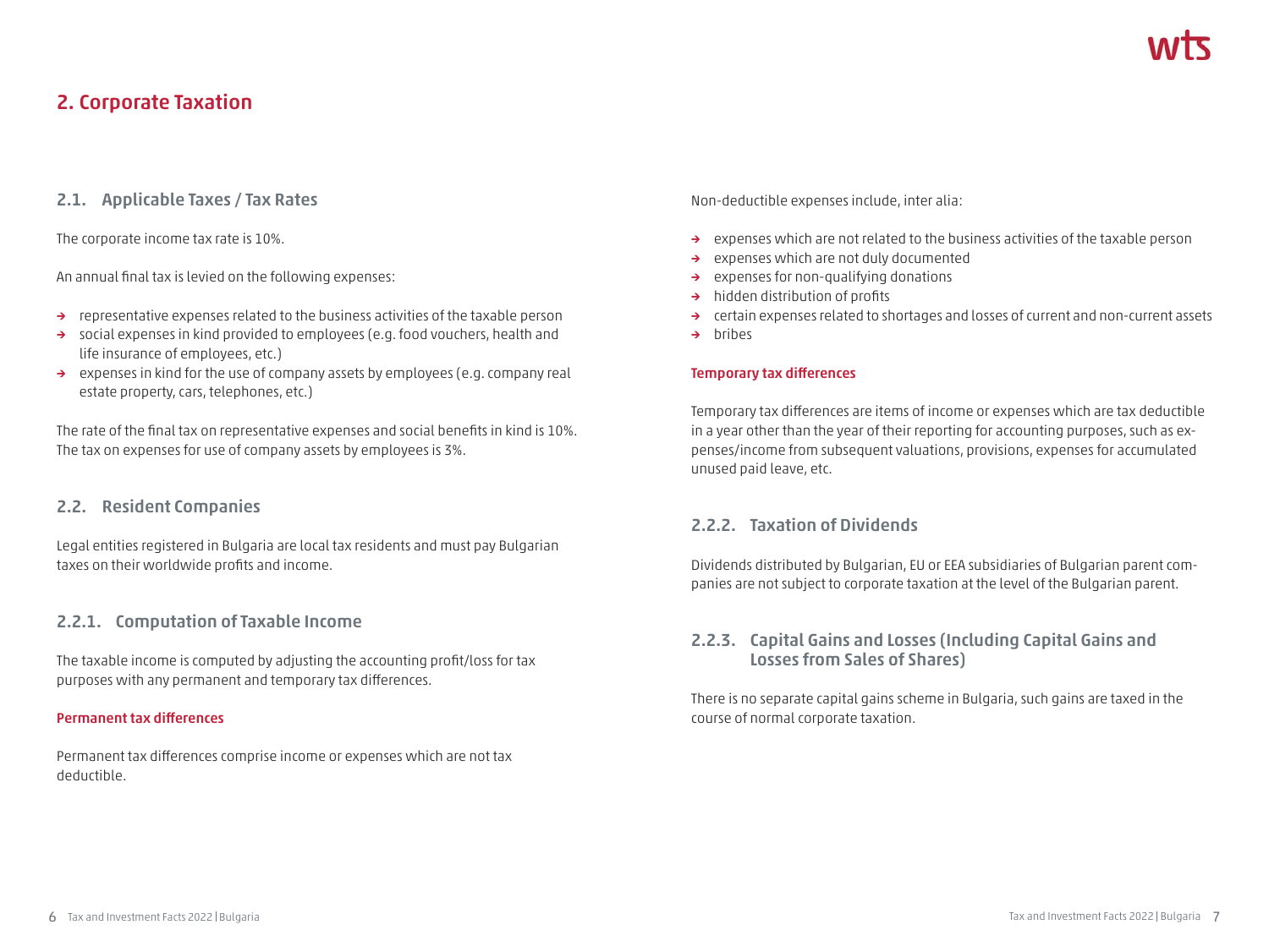## 2. Corporate Taxation

### 2.1. Applicable Taxes / Tax Rates

The corporate income tax rate is 10%.

An annual final tax is levied on the following expenses:

- representative expenses related to the business activities of the taxable person
- social expenses in kind provided to employees (e.g. food vouchers, health and life insurance of employees, etc.)
- expenses in kind for the use of company assets by employees (e.g. company real estate property, cars, telephones, etc.)

The rate of the final tax on representative expenses and social benefits in kind is 10%. The tax on expenses for use of company assets by employees is 3%.

### 2.2. Resident Companies

Legal entities registered in Bulgaria are local tax residents and must pay Bulgarian taxes on their worldwide profits and income.

### 2.2.1. Computation of Taxable Income

The taxable income is computed by adjusting the accounting profit/loss for tax purposes with any permanent and temporary tax differences.

**Permanent tax differences**

Permanent tax differences comprise income or expenses which are not tax deductible.

Non-deductible expenses include, inter alia:

- expenses which are not related to the business activities of the taxable person
- expenses which are not duly documented
- expenses for non-qualifying donations
- hidden distribution of profits
- certain expenses related to shortages and losses of current and non-current assets
- bribes

**Temporary tax differences**

Temporary tax differences are items of income or expenses which are tax deductible in a year other than the year of their reporting for accounting purposes, such as expenses/income from subsequent valuations, provisions, expenses for accumulated unused paid leave, etc.

### 2.2.2. Taxation of Dividends

Dividends distributed by Bulgarian, EU or EEA subsidiaries of Bulgarian parent companies are not subject to corporate taxation at the level of the Bulgarian parent.

### 2.2.3. Capital Gains and Losses (Including Capital Gains and Losses from Sales of Shares)

There is no separate capital gains scheme in Bulgaria, such gains are taxed in the course of normal corporate taxation.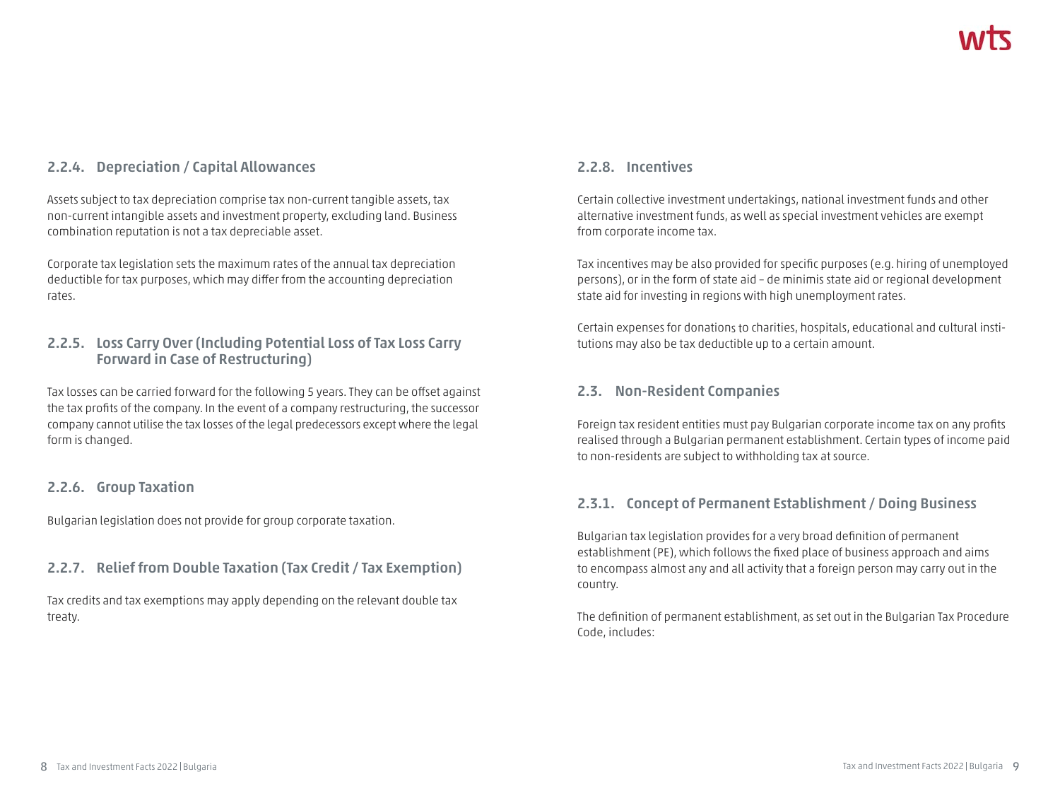### 2.2.4. Depreciation / Capital Allowances

Assets subject to tax depreciation comprise tax non-current tangible assets, tax non-current intangible assets and investment property, excluding land. Business combination reputation is not a tax depreciable asset.

Corporate tax legislation sets the maximum rates of the annual tax depreciation deductible for tax purposes, which may differ from the accounting depreciation rates.

### 2.2.5. Loss Carry Over (Including Potential Loss of Tax Loss Carry Forward in Case of Restructuring)

Tax losses can be carried forward for the following 5 years. They can be offset against the tax profits of the company. In the event of a company restructuring, the successor company cannot utilise the tax losses of the legal predecessors except where the legal form is changed.

### 2.2.6. Group Taxation

Bulgarian legislation does not provide for group corporate taxation.

### 2.2.7. Relief from Double Taxation (Tax Credit / Tax Exemption)

Tax credits and tax exemptions may apply depending on the relevant double tax treaty.

### 2.2.8. Incentives

Certain collective investment undertakings, national investment funds and other alternative investment funds, as well as special investment vehicles are exempt from corporate income tax.

Tax incentives may be also provided for specific purposes (e.g. hiring of unemployed persons), or in the form of state aid – de minimis state aid or regional development state aid for investing in regions with high unemployment rates.

Certain expenses for donations to charities, hospitals, educational and cultural institutions may also be tax deductible up to a certain amount.

## 2.3. Non-Resident Companies

Foreign tax resident entities must pay Bulgarian corporate income tax on any profits realised through a Bulgarian permanent establishment. Certain types of income paid to non-residents are subject to withholding tax at source.

### 2.3.1. Concept of Permanent Establishment / Doing Business

Bulgarian tax legislation provides for a very broad definition of permanent establishment (PE), which follows the fixed place of business approach and aims to encompass almost any and all activity that a foreign person may carry out in the country.

The definition of permanent establishment, as set out in the Bulgarian Tax Procedure Code, includes: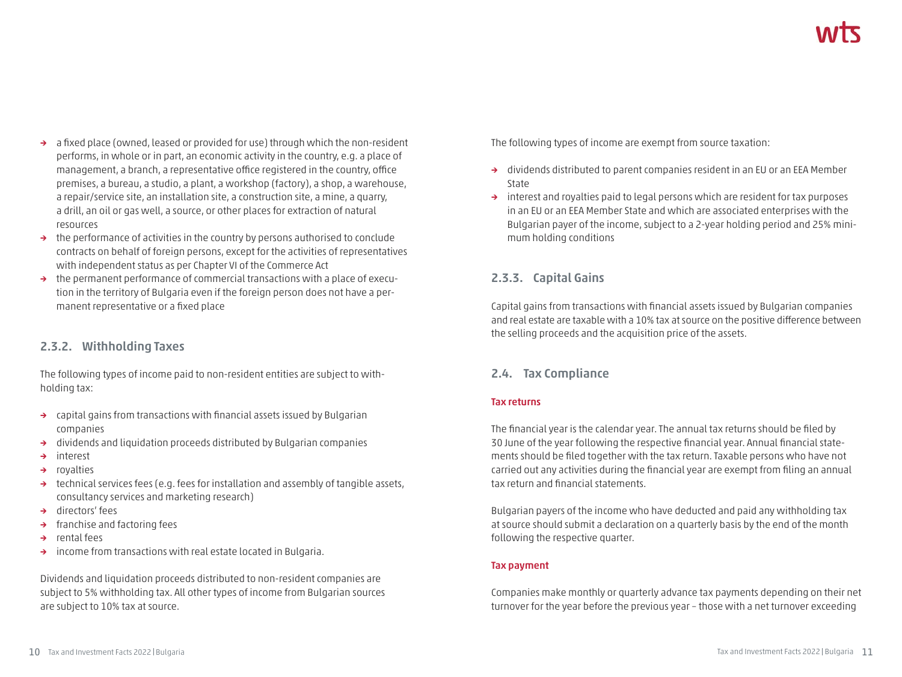- a fixed place (owned, leased or provided for use) through which the non-resident performs, in whole or in part, an economic activity in the country, e.g. a place of management, a branch, a representative office registered in the country, office premises, a bureau, a studio, a plant, a workshop (factory), a shop, a warehouse, a repair/service site, an installation site, a construction site, a mine, a quarry, a drill, an oil or gas well, a source, or other places for extraction of natural resources
- the performance of activities in the country by persons authorised to conclude contracts on behalf of foreign persons, except for the activities of representatives with independent status as per Chapter VI of the Commerce Act
- the permanent performance of commercial transactions with a place of execution in the territory of Bulgaria even if the foreign person does not have a permanent representative or a fixed place

### 2.3.2. Withholding Taxes

The following types of income paid to non-resident entities are subject to withholding tax:

- capital gains from transactions with financial assets issued by Bulgarian companies
- dividends and liquidation proceeds distributed by Bulgarian companies
- interest
- royalties
- technical services fees (e.g. fees for installation and assembly of tangible assets, consultancy services and marketing research)
- directors' fees
- franchise and factoring fees
- rental fees
- income from transactions with real estate located in Bulgaria.

Dividends and liquidation proceeds distributed to non-resident companies are subject to 5% withholding tax. All other types of income from Bulgarian sources are subject to 10% tax at source.

The following types of income are exempt from source taxation:

- dividends distributed to parent companies resident in an EU or an EEA Member State
- interest and royalties paid to legal persons which are resident for tax purposes in an EU or an EEA Member State and which are associated enterprises with the Bulgarian payer of the income, subject to a 2-year holding period and 25% minimum holding conditions

### 2.3.3. Capital Gains

Capital gains from transactions with financial assets issued by Bulgarian companies and real estate are taxable with a 10% tax at source on the positive difference between the selling proceeds and the acquisition price of the assets.

## 2.4. Tax Compliance

**Tax returns**

The financial year is the calendar year. The annual tax returns should be filed by 30 June of the year following the respective financial year. Annual financial statements should be filed together with the tax return. Taxable persons who have not carried out any activities during the financial year are exempt from filing an annual tax return and financial statements.

Bulgarian payers of the income who have deducted and paid any withholding tax at source should submit a declaration on a quarterly basis by the end of the month following the respective quarter.

**Tax payment**

Companies make monthly or quarterly advance tax payments depending on their net turnover for the year before the previous year – those with a net turnover exceeding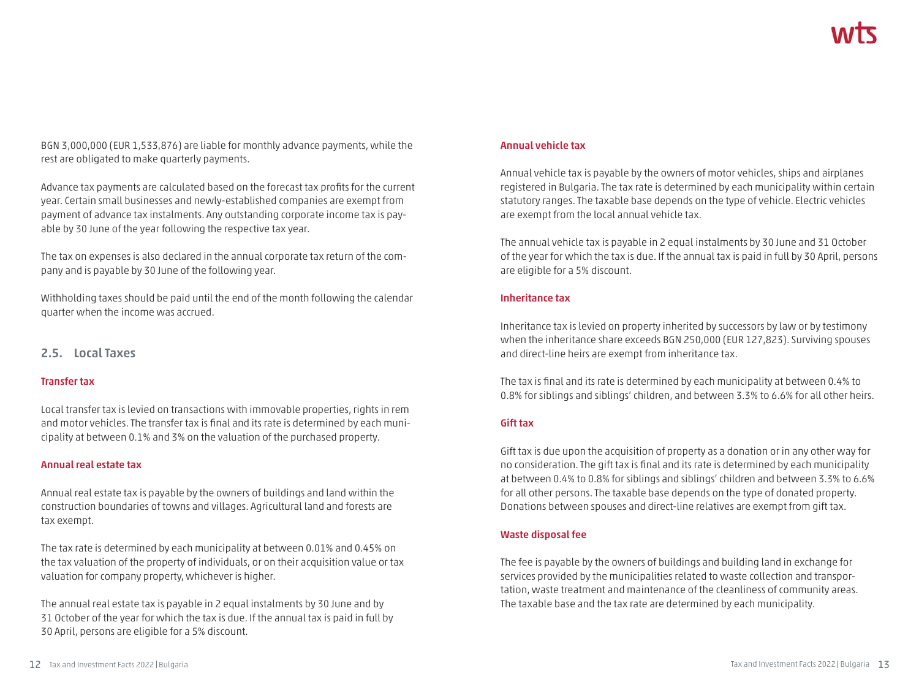BGN 3,000,000 (EUR 1,533,876) are liable for monthly advance payments, while the rest are obligated to make quarterly payments.

Advance tax payments are calculated based on the forecast tax profits for the current year. Certain small businesses and newly-established companies are exempt from payment of advance tax instalments. Any outstanding corporate income tax is payable by 30 June of the year following the respective tax year.

The tax on expenses is also declared in the annual corporate tax return of the company and is payable by 30 June of the following year.

Withholding taxes should be paid until the end of the month following the calendar quarter when the income was accrued.

## 2.5. Local Taxes

### Transfer tax

Local transfer tax is levied on transactions with immovable properties, rights in rem and motor vehicles. The transfer tax is final and its rate is determined by each municipality at between 0.1% and 3% on the valuation of the purchased property.

### Annual real estate tax

Annual real estate tax is payable by the owners of buildings and land within the construction boundaries of towns and villages. Agricultural land and forests are tax exempt.

The tax rate is determined by each municipality at between 0.01% and 0.45% on the tax valuation of the property of individuals, or on their acquisition value or tax valuation for company property, whichever is higher.

The annual real estate tax is payable in 2 equal instalments by 30 June and by 31 October of the year for which the tax is due. If the annual tax is paid in full by 30 April, persons are eligible for a 5% discount.

### Annual vehicle tax

Annual vehicle tax is payable by the owners of motor vehicles, ships and airplanes registered in Bulgaria. The tax rate is determined by each municipality within certain statutory ranges. The taxable base depends on the type of vehicle. Electric vehicles are exempt from the local annual vehicle tax.

The annual vehicle tax is payable in 2 equal instalments by 30 June and 31 October of the year for which the tax is due. If the annual tax is paid in full by 30 April, persons are eligible for a 5% discount.

### Inheritance tax

Inheritance tax is levied on property inherited by successors by law or by testimony when the inheritance share exceeds BGN 250,000 (EUR 127,823). Surviving spouses and direct-line heirs are exempt from inheritance tax.

The tax is final and its rate is determined by each municipality at between 0.4% to 0.8% for siblings and siblings' children, and between 3.3% to 6.6% for all other heirs.

### Gift tax

Gift tax is due upon the acquisition of property as a donation or in any other way for no consideration. The gift tax is final and its rate is determined by each municipality at between 0.4% to 0.8% for siblings and siblings' children and between 3.3% to 6.6% for all other persons. The taxable base depends on the type of donated property. Donations between spouses and direct-line relatives are exempt from gift tax.

### Waste disposal fee

The fee is payable by the owners of buildings and building land in exchange for services provided by the municipalities related to waste collection and transportation, waste treatment and maintenance of the cleanliness of community areas. The taxable base and the tax rate are determined by each municipality.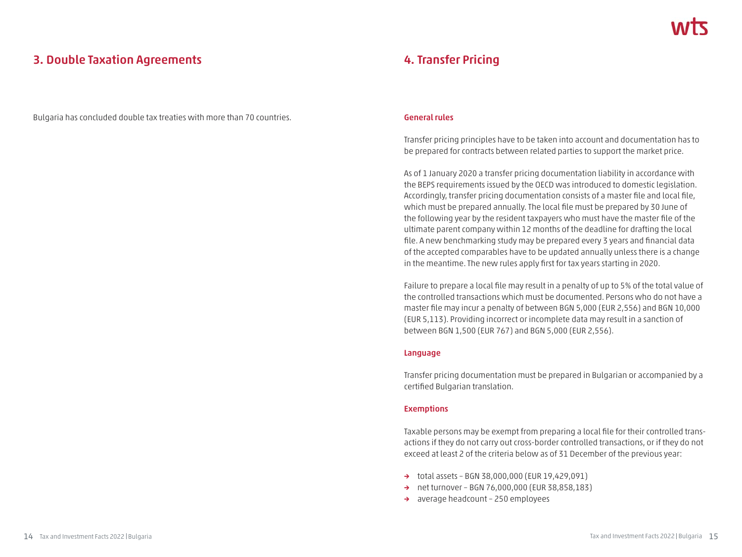## 3. Double Taxation Agreements

Bulgaria has concluded double tax treaties with more than 70 countries.

## 4. Transfer Pricing

### General rules

Transfer pricing principles have to be taken into account and documentation has to be prepared for contracts between related parties to support the market price.

As of 1 January 2020 a transfer pricing documentation liability in accordance with the BEPS requirements issued by the OECD was introduced to domestic legislation. Accordingly, transfer pricing documentation consists of a master file and local file, which must be prepared annually. The local file must be prepared by 30 June of the following year by the resident taxpayers who must have the master file of the ultimate parent company within 12 months of the deadline for drafting the local file. A new benchmarking study may be prepared every 3 years and financial data of the accepted comparables have to be updated annually unless there is a change in the meantime. The new rules apply first for tax years starting in 2020.

Failure to prepare a local file may result in a penalty of up to 5% of the total value of the controlled transactions which must be documented. Persons who do not have a master file may incur a penalty of between BGN 5,000 (EUR 2,556) and BGN 10,000 (EUR 5,113). Providing incorrect or incomplete data may result in a sanction of between BGN 1,500 (EUR 767) and BGN 5,000 (EUR 2,556).

### Language

Transfer pricing documentation must be prepared in Bulgarian or accompanied by a certified Bulgarian translation.

### Exemptions

Taxable persons may be exempt from preparing a local file for their controlled transactions if they do not carry out cross-border controlled transactions, or if they do not exceed at least 2 of the criteria below as of 31 December of the previous year:

- total assets – BGN 38,000,000 (EUR 19,429,091)
- net turnover – BGN 76,000,000 (EUR 38,858,183)
- average headcount – 250 employees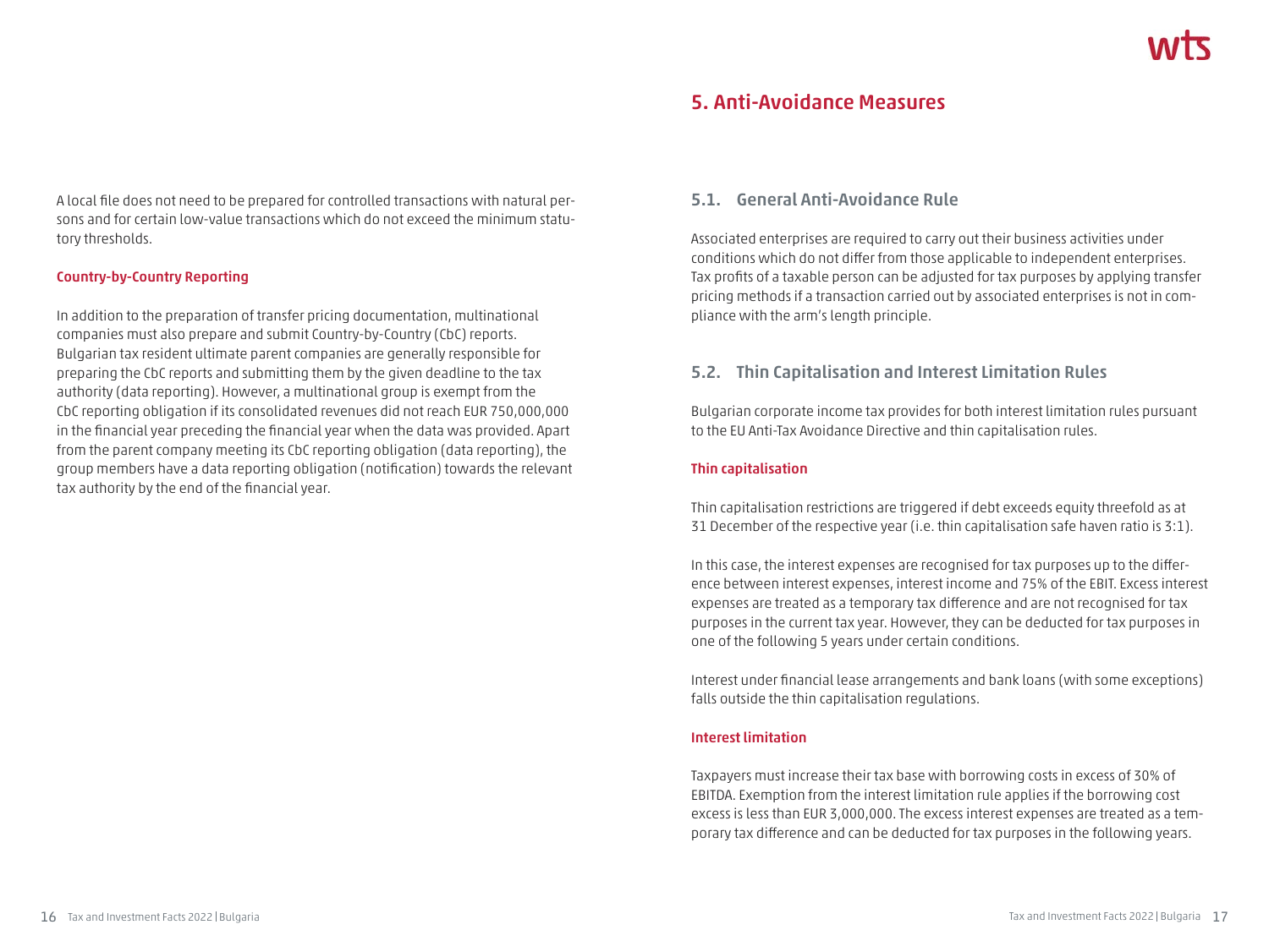A local file does not need to be prepared for controlled transactions with natural persons and for certain low-value transactions which do not exceed the minimum statutory thresholds.

#### Country-by-Country Reporting

In addition to the preparation of transfer pricing documentation, multinational companies must also prepare and submit Country-by-Country (CbC) reports. Bulgarian tax resident ultimate parent companies are generally responsible for preparing the CbC reports and submitting them by the given deadline to the tax authority (data reporting). However, a multinational group is exempt from the CbC reporting obligation if its consolidated revenues did not reach EUR 750,000,000 in the financial year preceding the financial year when the data was provided. Apart from the parent company meeting its CbC reporting obligation (data reporting), the group members have a data reporting obligation (notification) towards the relevant tax authority by the end of the financial year.

## 5. Anti-Avoidance Measures

### 5.1. General Anti-Avoidance Rule

Associated enterprises are required to carry out their business activities under conditions which do not differ from those applicable to independent enterprises. Tax profits of a taxable person can be adjusted for tax purposes by applying transfer pricing methods if a transaction carried out by associated enterprises is not in compliance with the arm's length principle.

### 5.2. Thin Capitalisation and Interest Limitation Rules

Bulgarian corporate income tax provides for both interest limitation rules pursuant to the EU Anti-Tax Avoidance Directive and thin capitalisation rules.

#### Thin capitalisation

Thin capitalisation restrictions are triggered if debt exceeds equity threefold as at 31 December of the respective year (i.e. thin capitalisation safe haven ratio is 3:1).

In this case, the interest expenses are recognised for tax purposes up to the difference between interest expenses, interest income and 75% of the EBIT. Excess interest expenses are treated as a temporary tax difference and are not recognised for tax purposes in the current tax year. However, they can be deducted for tax purposes in one of the following 5 years under certain conditions.

Interest under financial lease arrangements and bank loans (with some exceptions) falls outside the thin capitalisation regulations.

#### Interest limitation

Taxpayers must increase their tax base with borrowing costs in excess of 30% of EBITDA. Exemption from the interest limitation rule applies if the borrowing cost excess is less than EUR 3,000,000. The excess interest expenses are treated as a temporary tax difference and can be deducted for tax purposes in the following years.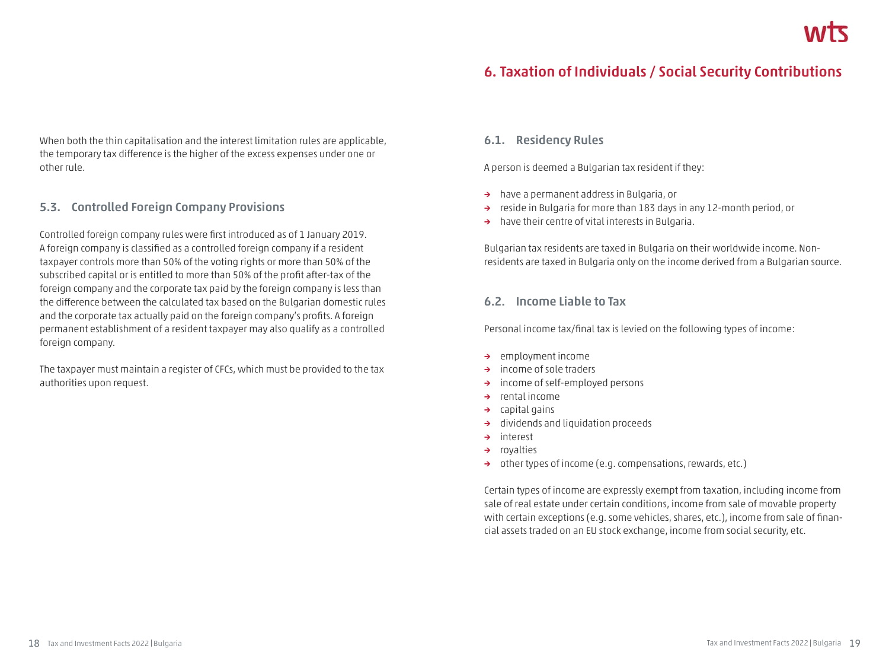When both the thin capitalisation and the interest limitation rules are applicable, the temporary tax difference is the higher of the excess expenses under one or other rule.

### 5.3. Controlled Foreign Company Provisions

Controlled foreign company rules were first introduced as of 1 January 2019. A foreign company is classified as a controlled foreign company if a resident taxpayer controls more than 50% of the voting rights or more than 50% of the subscribed capital or is entitled to more than 50% of the profit after-tax of the foreign company and the corporate tax paid by the foreign company is less than the difference between the calculated tax based on the Bulgarian domestic rules and the corporate tax actually paid on the foreign company's profits. A foreign permanent establishment of a resident taxpayer may also qualify as a controlled foreign company.

The taxpayer must maintain a register of CFCs, which must be provided to the tax authorities upon request.

## 6. Taxation of Individuals / Social Security Contributions

### 6.1. Residency Rules

A person is deemed a Bulgarian tax resident if they:

- have a permanent address in Bulgaria, or
- reside in Bulgaria for more than 183 days in any 12-month period, or
- have their centre of vital interests in Bulgaria.

Bulgarian tax residents are taxed in Bulgaria on their worldwide income. Non-residents are taxed in Bulgaria only on the income derived from a Bulgarian source.

### 6.2. Income Liable to Tax

Personal income tax/final tax is levied on the following types of income:

- employment income
- income of sole traders
- income of self-employed persons
- rental income
- capital gains
- dividends and liquidation proceeds
- interest
- royalties
- other types of income (e.g. compensations, rewards, etc.)

Certain types of income are expressly exempt from taxation, including income from sale of real estate under certain conditions, income from sale of movable property with certain exceptions (e.g. some vehicles, shares, etc.), income from sale of financial assets traded on an EU stock exchange, income from social security, etc.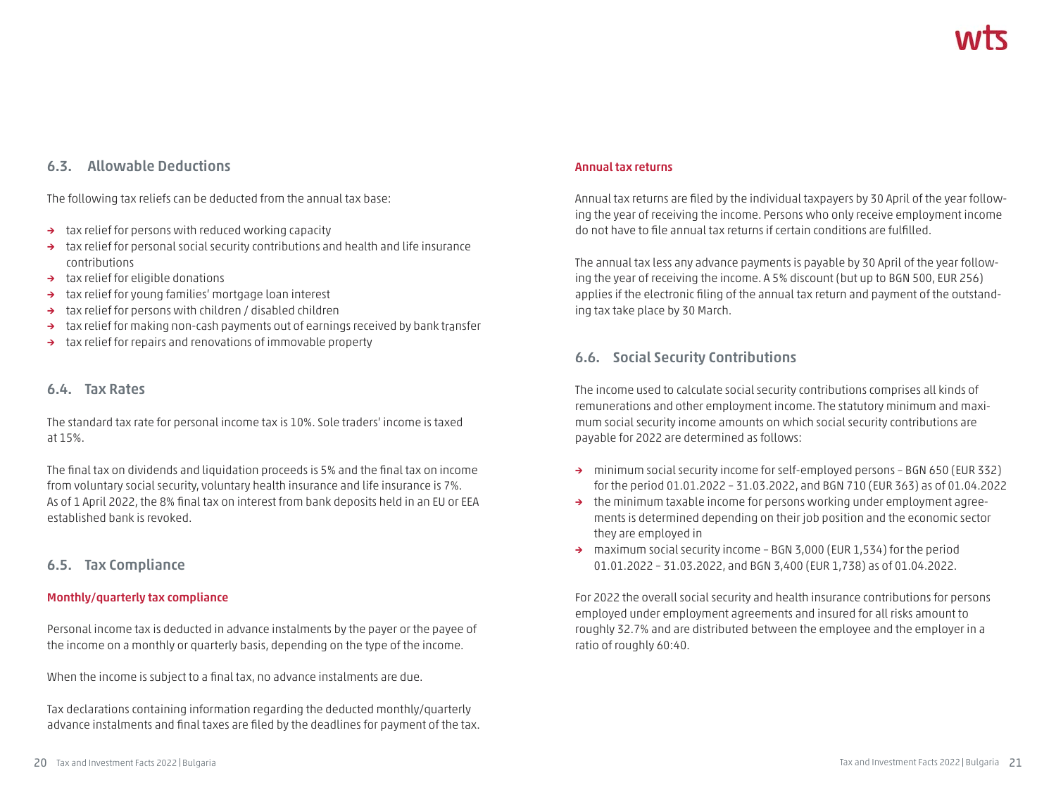## 6.3. Allowable Deductions

The following tax reliefs can be deducted from the annual tax base:

- tax relief for persons with reduced working capacity
- tax relief for personal social security contributions and health and life insurance contributions
- tax relief for eligible donations
- tax relief for young families' mortgage loan interest
- tax relief for persons with children / disabled children
- tax relief for making non-cash payments out of earnings received by bank transfer
- tax relief for repairs and renovations of immovable property

## 6.4. Tax Rates

The standard tax rate for personal income tax is 10%. Sole traders' income is taxed at 15%.

The final tax on dividends and liquidation proceeds is 5% and the final tax on income from voluntary social security, voluntary health insurance and life insurance is 7%. As of 1 April 2022, the 8% final tax on interest from bank deposits held in an EU or EEA established bank is revoked.

## 6.5. Tax Compliance

### Monthly/quarterly tax compliance

Personal income tax is deducted in advance instalments by the payer or the payee of the income on a monthly or quarterly basis, depending on the type of the income.

When the income is subject to a final tax, no advance instalments are due.

Tax declarations containing information regarding the deducted monthly/quarterly advance instalments and final taxes are filed by the deadlines for payment of the tax.

### Annual tax returns

Annual tax returns are filed by the individual taxpayers by 30 April of the year following the year of receiving the income. Persons who only receive employment income do not have to file annual tax returns if certain conditions are fulfilled.

The annual tax less any advance payments is payable by 30 April of the year following the year of receiving the income. A 5% discount (but up to BGN 500, EUR 256) applies if the electronic filing of the annual tax return and payment of the outstanding tax take place by 30 March.

## 6.6. Social Security Contributions

The income used to calculate social security contributions comprises all kinds of remunerations and other employment income. The statutory minimum and maximum social security income amounts on which social security contributions are payable for 2022 are determined as follows:

- minimum social security income for self-employed persons – BGN 650 (EUR 332) for the period 01.01.2022 – 31.03.2022, and BGN 710 (EUR 363) as of 01.04.2022
- the minimum taxable income for persons working under employment agreements is determined depending on their job position and the economic sector they are employed in
- maximum social security income – BGN 3,000 (EUR 1,534) for the period 01.01.2022 – 31.03.2022, and BGN 3,400 (EUR 1,738) as of 01.04.2022.

For 2022 the overall social security and health insurance contributions for persons employed under employment agreements and insured for all risks amount to roughly 32.7% and are distributed between the employee and the employer in a ratio of roughly 60:40.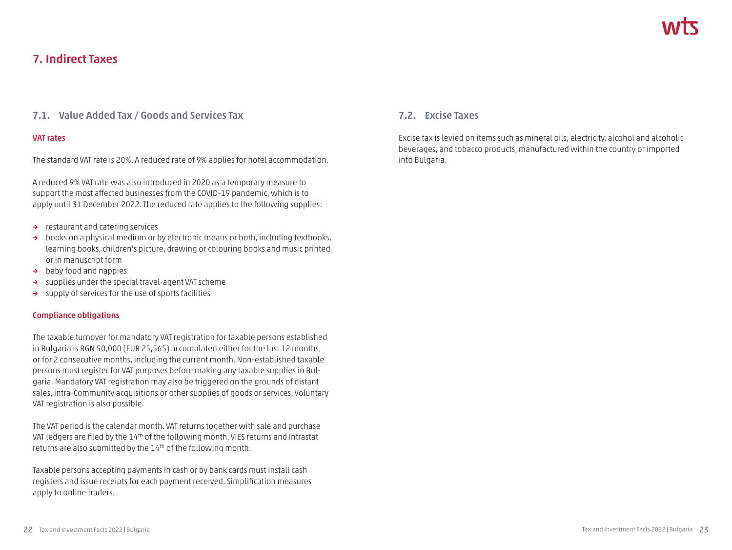# 7. Indirect Taxes

## 7.1. Value Added Tax / Goods and Services Tax

### VAT rates

The standard VAT rate is 20%. A reduced rate of 9% applies for hotel accommodation.

A reduced 9% VAT rate was also introduced in 2020 as a temporary measure to support the most affected businesses from the COVID-19 pandemic, which is to apply until 31 December 2022. The reduced rate applies to the following supplies:

- restaurant and catering services
- books on a physical medium or by electronic means or both, including textbooks, learning books, children's picture, drawing or colouring books and music printed or in manuscript form
- baby food and nappies
- supplies under the special travel-agent VAT scheme
- supply of services for the use of sports facilities

### Compliance obligations

The taxable turnover for mandatory VAT registration for taxable persons established in Bulgaria is BGN 50,000 (EUR 25,565) accumulated either for the last 12 months, or for 2 consecutive months, including the current month. Non-established taxable persons must register for VAT purposes before making any taxable supplies in Bulgaria. Mandatory VAT registration may also be triggered on the grounds of distant sales, intra-Community acquisitions or other supplies of goods or services. Voluntary VAT registration is also possible.

The VAT period is the calendar month. VAT returns together with sale and purchase VAT ledgers are filed by the 14th of the following month. VIES returns and Intrastat returns are also submitted by the 14th of the following month.

Taxable persons accepting payments in cash or by bank cards must install cash registers and issue receipts for each payment received. Simplification measures apply to online traders.

## 7.2. Excise Taxes

Excise tax is levied on items such as mineral oils, electricity, alcohol and alcoholic beverages, and tobacco products, manufactured within the country or imported into Bulgaria.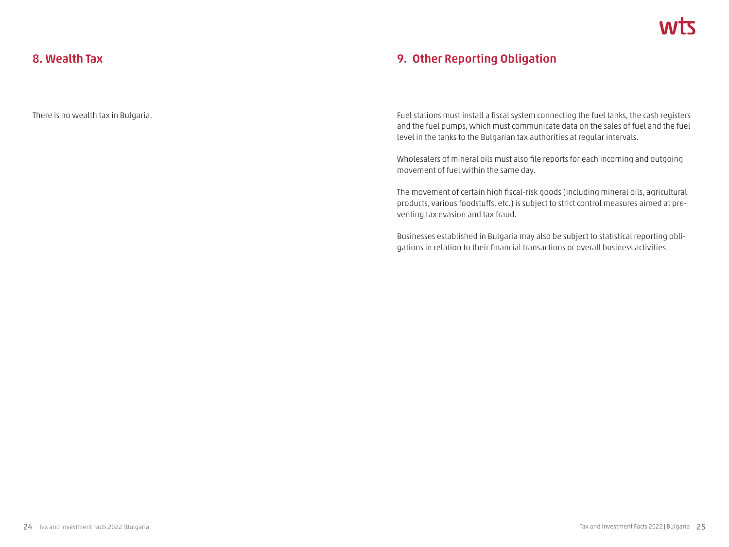## 8. Wealth Tax

There is no wealth tax in Bulgaria.

## 9. Other Reporting Obligation

Fuel stations must install a fiscal system connecting the fuel tanks, the cash registers and the fuel pumps, which must communicate data on the sales of fuel and the fuel level in the tanks to the Bulgarian tax authorities at regular intervals.

Wholesalers of mineral oils must also file reports for each incoming and outgoing movement of fuel within the same day.

The movement of certain high fiscal-risk goods (including mineral oils, agricultural products, various foodstuffs, etc.) is subject to strict control measures aimed at preventing tax evasion and tax fraud.

Businesses established in Bulgaria may also be subject to statistical reporting obligations in relation to their financial transactions or overall business activities.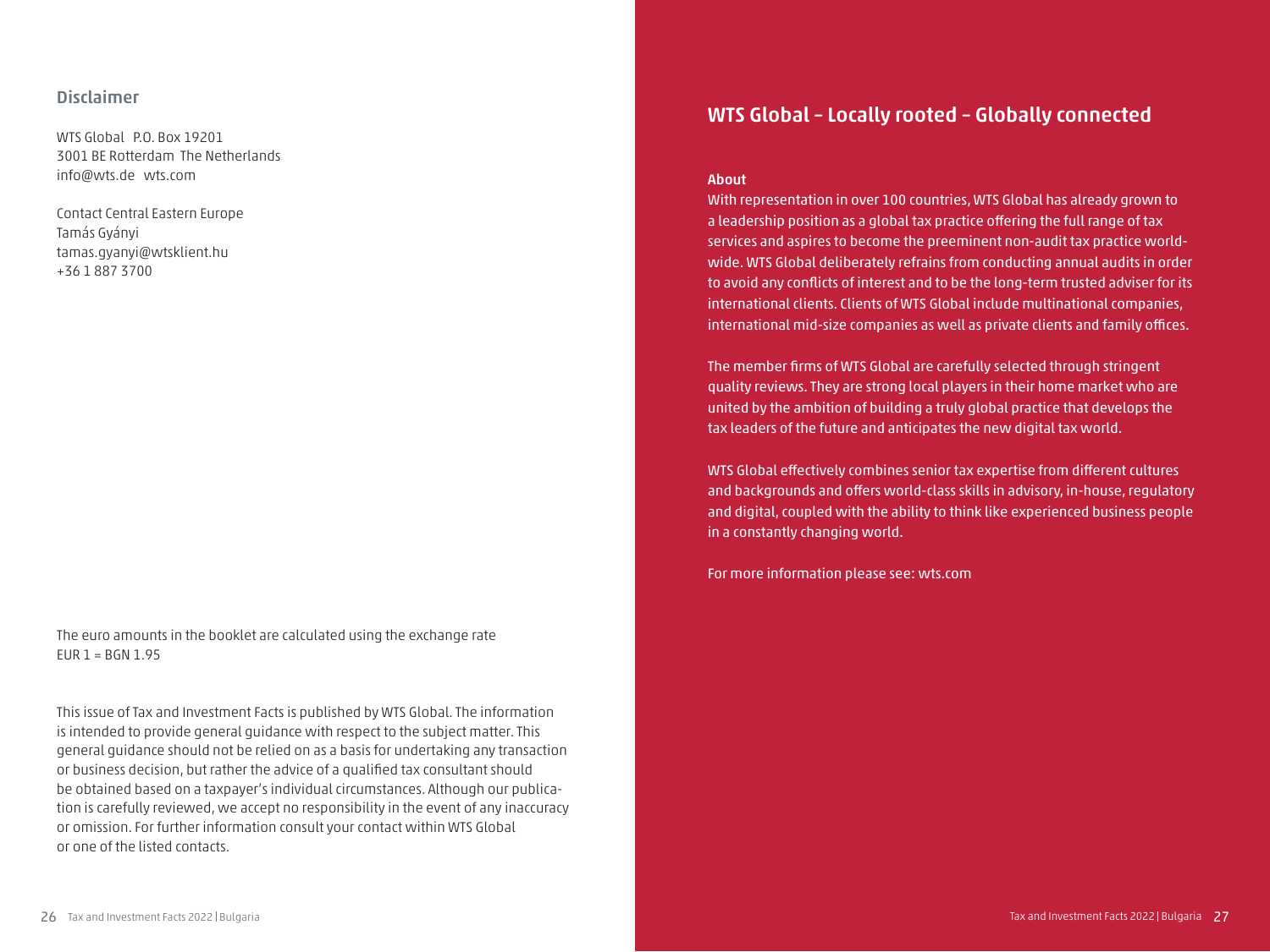## Disclaimer

WTS Global P.O. Box 19201
3001 BE Rotterdam The Netherlands
info@wts.de wts.com

Contact Central Eastern Europe
Tamás Gyányi
tamas.gyanyi@wtsklient.hu
+36 1 887 3700

The euro amounts in the booklet are calculated using the exchange rate
EUR 1 = BGN 1.95

This issue of Tax and Investment Facts is published by WTS Global. The information is intended to provide general guidance with respect to the subject matter. This general guidance should not be relied on as a basis for undertaking any transaction or business decision, but rather the advice of a qualified tax consultant should be obtained based on a taxpayer's individual circumstances. Although our publication is carefully reviewed, we accept no responsibility in the event of any inaccuracy or omission. For further information consult your contact within WTS Global or one of the listed contacts.

## WTS Global – Locally rooted – Globally connected

**About**

With representation in over 100 countries, WTS Global has already grown to a leadership position as a global tax practice offering the full range of tax services and aspires to become the preeminent non-audit tax practice worldwide. WTS Global deliberately refrains from conducting annual audits in order to avoid any conflicts of interest and to be the long-term trusted adviser for its international clients. Clients of WTS Global include multinational companies, international mid-size companies as well as private clients and family offices.

The member firms of WTS Global are carefully selected through stringent quality reviews. They are strong local players in their home market who are united by the ambition of building a truly global practice that develops the tax leaders of the future and anticipates the new digital tax world.

WTS Global effectively combines senior tax expertise from different cultures and backgrounds and offers world-class skills in advisory, in-house, regulatory and digital, coupled with the ability to think like experienced business people in a constantly changing world.

For more information please see: wts.com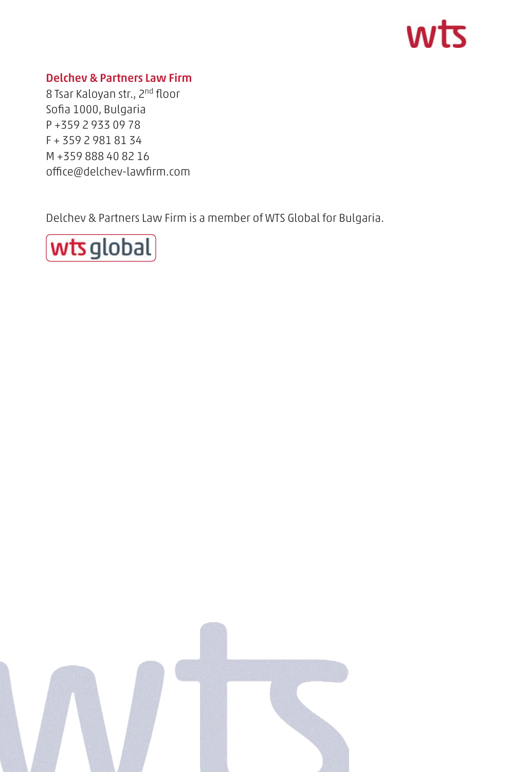**Delchev & Partners Law Firm**
8 Tsar Kaloyan str., 2nd floor
Sofia 1000, Bulgaria
P +359 2 933 09 78
F + 359 2 981 81 34
M +359 888 40 82 16
office@delchev-lawfirm.com

Delchev & Partners Law Firm is a member of WTS Global for Bulgaria.